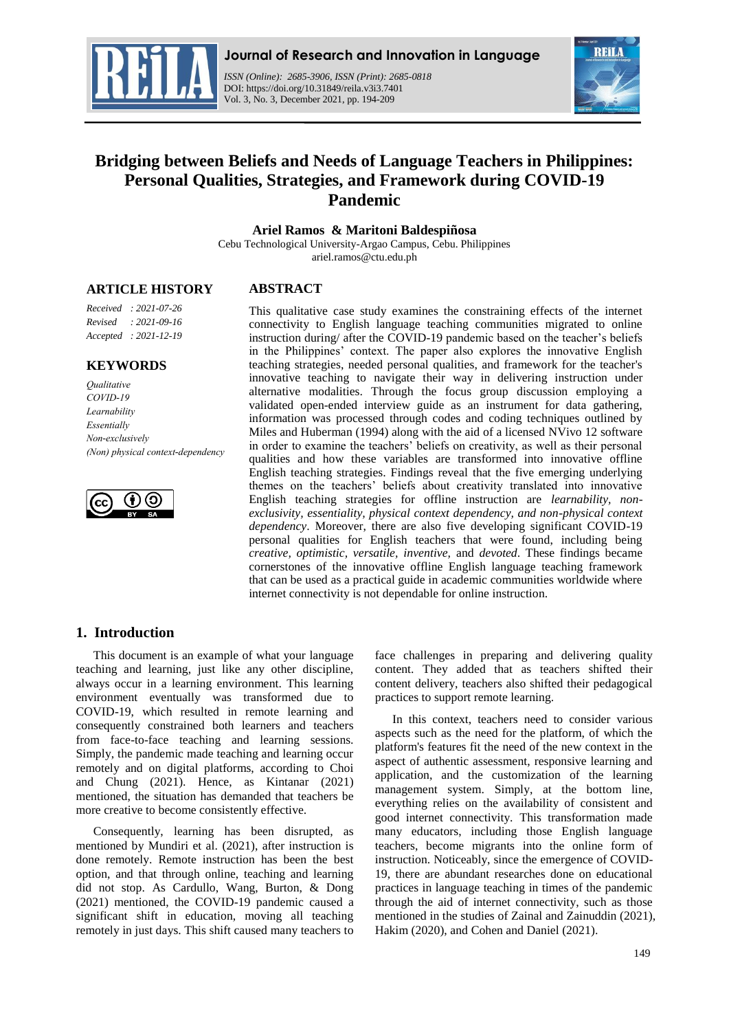# Bridging between Beliefs and Needs of Language Teachers in Philippines: Personal Qualities, Strategies, and Framework during COVID-19 Pandemic

**Ariel Ramos & Maritoni Baldespiñosa**

Cebu Technological University-Argao Campus, Cebu. Philippines

ariel.ramos@ctu.edu.ph

## ARTICLE HISTORY

*Received : 2021-07-26*
*Revised : 2021-09-16*
*Accepted : 2021-12-19*

## KEYWORDS

*Qualitative*
*COVID-19*
*Learnability*
*Essentially*
*Non-exclusively*
*(Non) physical context-dependency*

## ABSTRACT

This qualitative case study examines the constraining effects of the internet connectivity to English language teaching communities migrated to online instruction during/ after the COVID-19 pandemic based on the teacher's beliefs in the Philippines' context. The paper also explores the innovative English teaching strategies, needed personal qualities, and framework for the teacher's innovative teaching to navigate their way in delivering instruction under alternative modalities. Through the focus group discussion employing a validated open-ended interview guide as an instrument for data gathering, information was processed through codes and coding techniques outlined by Miles and Huberman (1994) along with the aid of a licensed NVivo 12 software in order to examine the teachers' beliefs on creativity, as well as their personal qualities and how these variables are transformed into innovative offline English teaching strategies. Findings reveal that the five emerging underlying themes on the teachers' beliefs about creativity translated into innovative English teaching strategies for offline instruction are *learnability, non-exclusivity, essentiality, physical context dependency, and non-physical context dependency*. Moreover, there are also five developing significant COVID-19 personal qualities for English teachers that were found, including being *creative, optimistic, versatile, inventive,* and *devoted*. These findings became cornerstones of the innovative offline English language teaching framework that can be used as a practical guide in academic communities worldwide where internet connectivity is not dependable for online instruction.

## 1. Introduction

This document is an example of what your language teaching and learning, just like any other discipline, always occur in a learning environment. This learning environment eventually was transformed due to COVID-19, which resulted in remote learning and consequently constrained both learners and teachers from face-to-face teaching and learning sessions. Simply, the pandemic made teaching and learning occur remotely and on digital platforms, according to Choi and Chung (2021). Hence, as Kintanar (2021) mentioned, the situation has demanded that teachers be more creative to become consistently effective.

Consequently, learning has been disrupted, as mentioned by Mundiri et al. (2021), after instruction is done remotely. Remote instruction has been the best option, and that through online, teaching and learning did not stop. As Cardullo, Wang, Burton, & Dong (2021) mentioned, the COVID-19 pandemic caused a significant shift in education, moving all teaching remotely in just days. This shift caused many teachers to face challenges in preparing and delivering quality content. They added that as teachers shifted their content delivery, teachers also shifted their pedagogical practices to support remote learning.

In this context, teachers need to consider various aspects such as the need for the platform, of which the platform's features fit the need of the new context in the aspect of authentic assessment, responsive learning and application, and the customization of the learning management system. Simply, at the bottom line, everything relies on the availability of consistent and good internet connectivity. This transformation made many educators, including those English language teachers, become migrants into the online form of instruction. Noticeably, since the emergence of COVID-19, there are abundant researches done on educational practices in language teaching in times of the pandemic through the aid of internet connectivity, such as those mentioned in the studies of Zainal and Zainuddin (2021), Hakim (2020), and Cohen and Daniel (2021).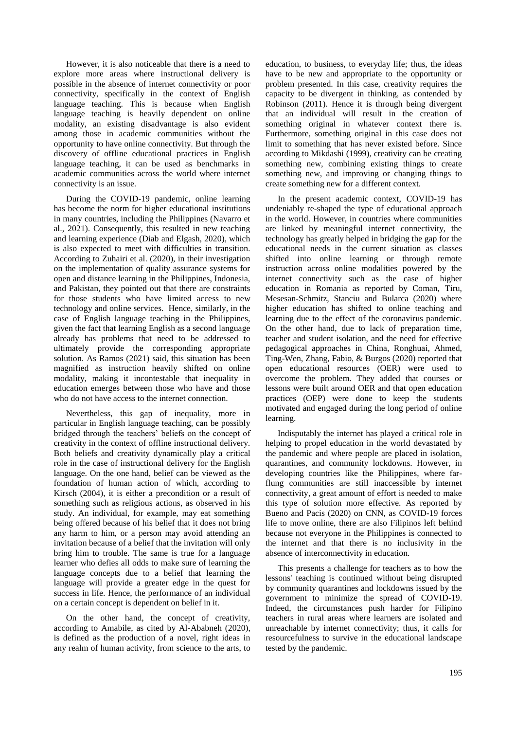However, it is also noticeable that there is a need to explore more areas where instructional delivery is possible in the absence of internet connectivity or poor connectivity, specifically in the context of English language teaching. This is because when English language teaching is heavily dependent on online modality, an existing disadvantage is also evident among those in academic communities without the opportunity to have online connectivity. But through the discovery of offline educational practices in English language teaching, it can be used as benchmarks in academic communities across the world where internet connectivity is an issue.

During the COVID-19 pandemic, online learning has become the norm for higher educational institutions in many countries, including the Philippines (Navarro et al., 2021). Consequently, this resulted in new teaching and learning experience (Diab and Elgash, 2020), which is also expected to meet with difficulties in transition. According to Zuhairi et al. (2020), in their investigation on the implementation of quality assurance systems for open and distance learning in the Philippines, Indonesia, and Pakistan, they pointed out that there are constraints for those students who have limited access to new technology and online services. Hence, similarly, in the case of English language teaching in the Philippines, given the fact that learning English as a second language already has problems that need to be addressed to ultimately provide the corresponding appropriate solution. As Ramos (2021) said, this situation has been magnified as instruction heavily shifted on online modality, making it incontestable that inequality in education emerges between those who have and those who do not have access to the internet connection.

Nevertheless, this gap of inequality, more in particular in English language teaching, can be possibly bridged through the teachers' beliefs on the concept of creativity in the context of offline instructional delivery. Both beliefs and creativity dynamically play a critical role in the case of instructional delivery for the English language. On the one hand, belief can be viewed as the foundation of human action of which, according to Kirsch (2004), it is either a precondition or a result of something such as religious actions, as observed in his study. An individual, for example, may eat something being offered because of his belief that it does not bring any harm to him, or a person may avoid attending an invitation because of a belief that the invitation will only bring him to trouble. The same is true for a language learner who defies all odds to make sure of learning the language concepts due to a belief that learning the language will provide a greater edge in the quest for success in life. Hence, the performance of an individual on a certain concept is dependent on belief in it.

On the other hand, the concept of creativity, according to Amabile, as cited by Al-Ababneh (2020), is defined as the production of a novel, right ideas in any realm of human activity, from science to the arts, to education, to business, to everyday life; thus, the ideas have to be new and appropriate to the opportunity or problem presented. In this case, creativity requires the capacity to be divergent in thinking, as contended by Robinson (2011). Hence it is through being divergent that an individual will result in the creation of something original in whatever context there is. Furthermore, something original in this case does not limit to something that has never existed before. Since according to Mikdashi (1999), creativity can be creating something new, combining existing things to create something new, and improving or changing things to create something new for a different context.

In the present academic context, COVID-19 has undeniably re-shaped the type of educational approach in the world. However, in countries where communities are linked by meaningful internet connectivity, the technology has greatly helped in bridging the gap for the educational needs in the current situation as classes shifted into online learning or through remote instruction across online modalities powered by the internet connectivity such as the case of higher education in Romania as reported by Coman, Tiru, Mesesan-Schmitz, Stanciu and Bularca (2020) where higher education has shifted to online teaching and learning due to the effect of the coronavirus pandemic. On the other hand, due to lack of preparation time, teacher and student isolation, and the need for effective pedagogical approaches in China, Ronghuai, Ahmed, Ting-Wen, Zhang, Fabio, & Burgos (2020) reported that open educational resources (OER) were used to overcome the problem. They added that courses or lessons were built around OER and that open education practices (OEP) were done to keep the students motivated and engaged during the long period of online learning.

Indisputably the internet has played a critical role in helping to propel education in the world devastated by the pandemic and where people are placed in isolation, quarantines, and community lockdowns. However, in developing countries like the Philippines, where far-flung communities are still inaccessible by internet connectivity, a great amount of effort is needed to make this type of solution more effective. As reported by Bueno and Pacis (2020) on CNN, as COVID-19 forces life to move online, there are also Filipinos left behind because not everyone in the Philippines is connected to the internet and that there is no inclusivity in the absence of interconnectivity in education.

This presents a challenge for teachers as to how the lessons' teaching is continued without being disrupted by community quarantines and lockdowns issued by the government to minimize the spread of COVID-19. Indeed, the circumstances push harder for Filipino teachers in rural areas where learners are isolated and unreachable by internet connectivity; thus, it calls for resourcefulness to survive in the educational landscape tested by the pandemic.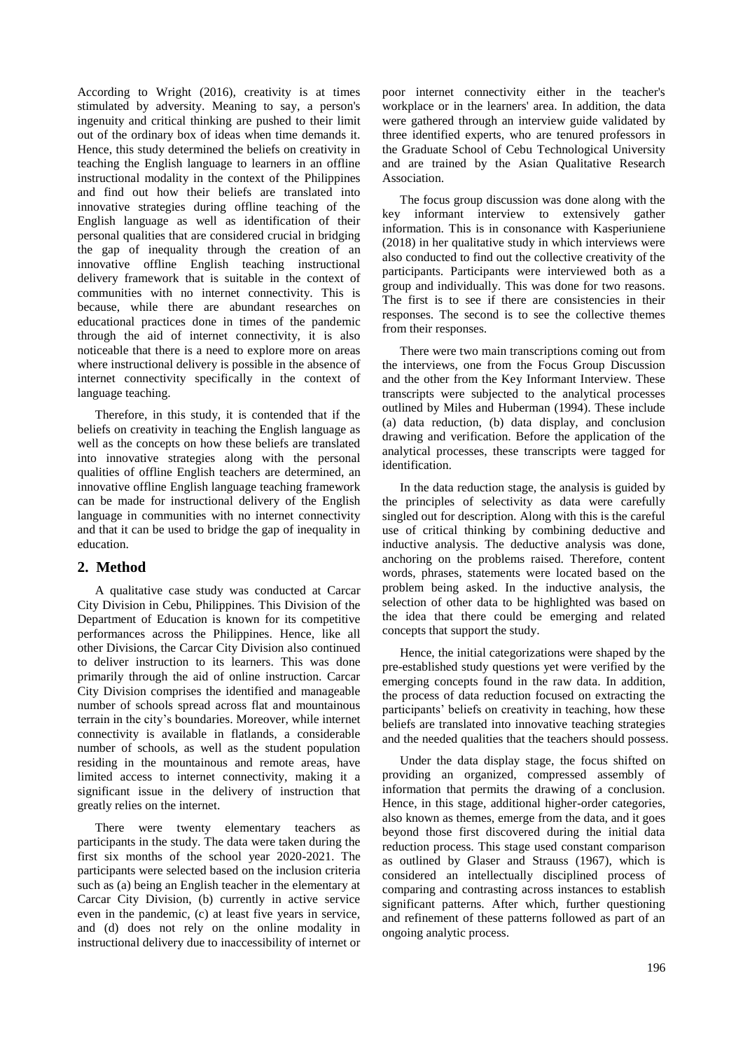According to Wright (2016), creativity is at times stimulated by adversity. Meaning to say, a person's ingenuity and critical thinking are pushed to their limit out of the ordinary box of ideas when time demands it. Hence, this study determined the beliefs on creativity in teaching the English language to learners in an offline instructional modality in the context of the Philippines and find out how their beliefs are translated into innovative strategies during offline teaching of the English language as well as identification of their personal qualities that are considered crucial in bridging the gap of inequality through the creation of an innovative offline English teaching instructional delivery framework that is suitable in the context of communities with no internet connectivity. This is because, while there are abundant researches on educational practices done in times of the pandemic through the aid of internet connectivity, it is also noticeable that there is a need to explore more on areas where instructional delivery is possible in the absence of internet connectivity specifically in the context of language teaching.

Therefore, in this study, it is contended that if the beliefs on creativity in teaching the English language as well as the concepts on how these beliefs are translated into innovative strategies along with the personal qualities of offline English teachers are determined, an innovative offline English language teaching framework can be made for instructional delivery of the English language in communities with no internet connectivity and that it can be used to bridge the gap of inequality in education.

## 2. Method

A qualitative case study was conducted at Carcar City Division in Cebu, Philippines. This Division of the Department of Education is known for its competitive performances across the Philippines. Hence, like all other Divisions, the Carcar City Division also continued to deliver instruction to its learners. This was done primarily through the aid of online instruction. Carcar City Division comprises the identified and manageable number of schools spread across flat and mountainous terrain in the city's boundaries. Moreover, while internet connectivity is available in flatlands, a considerable number of schools, as well as the student population residing in the mountainous and remote areas, have limited access to internet connectivity, making it a significant issue in the delivery of instruction that greatly relies on the internet.

There were twenty elementary teachers as participants in the study. The data were taken during the first six months of the school year 2020-2021. The participants were selected based on the inclusion criteria such as (a) being an English teacher in the elementary at Carcar City Division, (b) currently in active service even in the pandemic, (c) at least five years in service, and (d) does not rely on the online modality in instructional delivery due to inaccessibility of internet or poor internet connectivity either in the teacher's workplace or in the learners' area. In addition, the data were gathered through an interview guide validated by three identified experts, who are tenured professors in the Graduate School of Cebu Technological University and are trained by the Asian Qualitative Research Association.

The focus group discussion was done along with the key informant interview to extensively gather information. This is in consonance with Kasperiuniene (2018) in her qualitative study in which interviews were also conducted to find out the collective creativity of the participants. Participants were interviewed both as a group and individually. This was done for two reasons. The first is to see if there are consistencies in their responses. The second is to see the collective themes from their responses.

There were two main transcriptions coming out from the interviews, one from the Focus Group Discussion and the other from the Key Informant Interview. These transcripts were subjected to the analytical processes outlined by Miles and Huberman (1994). These include (a) data reduction, (b) data display, and conclusion drawing and verification. Before the application of the analytical processes, these transcripts were tagged for identification.

In the data reduction stage, the analysis is guided by the principles of selectivity as data were carefully singled out for description. Along with this is the careful use of critical thinking by combining deductive and inductive analysis. The deductive analysis was done, anchoring on the problems raised. Therefore, content words, phrases, statements were located based on the problem being asked. In the inductive analysis, the selection of other data to be highlighted was based on the idea that there could be emerging and related concepts that support the study.

Hence, the initial categorizations were shaped by the pre-established study questions yet were verified by the emerging concepts found in the raw data. In addition, the process of data reduction focused on extracting the participants' beliefs on creativity in teaching, how these beliefs are translated into innovative teaching strategies and the needed qualities that the teachers should possess.

Under the data display stage, the focus shifted on providing an organized, compressed assembly of information that permits the drawing of a conclusion. Hence, in this stage, additional higher-order categories, also known as themes, emerge from the data, and it goes beyond those first discovered during the initial data reduction process. This stage used constant comparison as outlined by Glaser and Strauss (1967), which is considered an intellectually disciplined process of comparing and contrasting across instances to establish significant patterns. After which, further questioning and refinement of these patterns followed as part of an ongoing analytic process.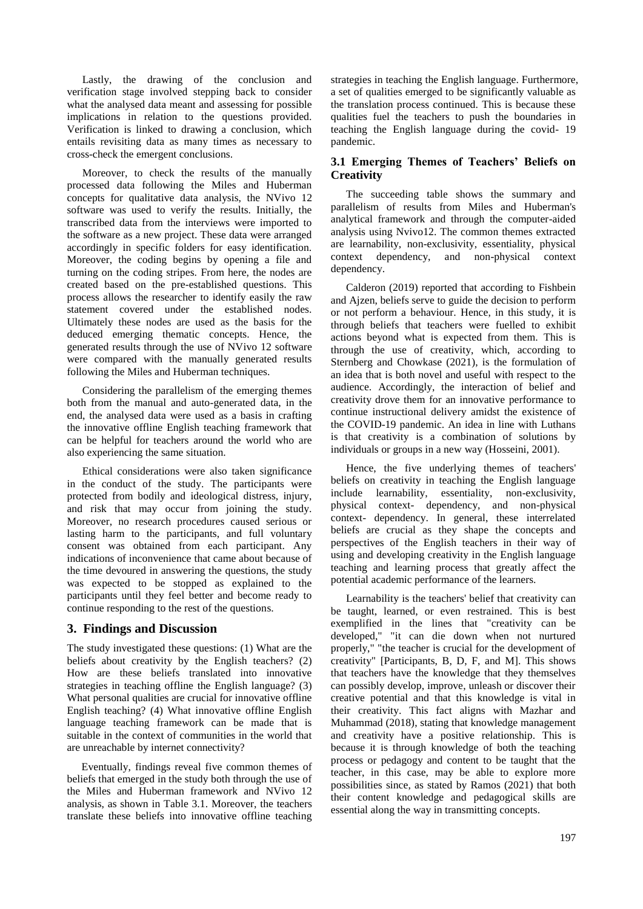Lastly, the drawing of the conclusion and verification stage involved stepping back to consider what the analysed data meant and assessing for possible implications in relation to the questions provided. Verification is linked to drawing a conclusion, which entails revisiting data as many times as necessary to cross-check the emergent conclusions.

Moreover, to check the results of the manually processed data following the Miles and Huberman concepts for qualitative data analysis, the NVivo 12 software was used to verify the results. Initially, the transcribed data from the interviews were imported to the software as a new project. These data were arranged accordingly in specific folders for easy identification. Moreover, the coding begins by opening a file and turning on the coding stripes. From here, the nodes are created based on the pre-established questions. This process allows the researcher to identify easily the raw statement covered under the established nodes. Ultimately these nodes are used as the basis for the deduced emerging thematic concepts. Hence, the generated results through the use of NVivo 12 software were compared with the manually generated results following the Miles and Huberman techniques.

Considering the parallelism of the emerging themes both from the manual and auto-generated data, in the end, the analysed data were used as a basis in crafting the innovative offline English teaching framework that can be helpful for teachers around the world who are also experiencing the same situation.

Ethical considerations were also taken significance in the conduct of the study. The participants were protected from bodily and ideological distress, injury, and risk that may occur from joining the study. Moreover, no research procedures caused serious or lasting harm to the participants, and full voluntary consent was obtained from each participant. Any indications of inconvenience that came about because of the time devoured in answering the questions, the study was expected to be stopped as explained to the participants until they feel better and become ready to continue responding to the rest of the questions.

## 3. Findings and Discussion

The study investigated these questions: (1) What are the beliefs about creativity by the English teachers? (2) How are these beliefs translated into innovative strategies in teaching offline the English language? (3) What personal qualities are crucial for innovative offline English teaching? (4) What innovative offline English language teaching framework can be made that is suitable in the context of communities in the world that are unreachable by internet connectivity?

Eventually, findings reveal five common themes of beliefs that emerged in the study both through the use of the Miles and Huberman framework and NVivo 12 analysis, as shown in Table 3.1. Moreover, the teachers translate these beliefs into innovative offline teaching strategies in teaching the English language. Furthermore, a set of qualities emerged to be significantly valuable as the translation process continued. This is because these qualities fuel the teachers to push the boundaries in teaching the English language during the covid- 19 pandemic.

### 3.1 Emerging Themes of Teachers' Beliefs on Creativity

The succeeding table shows the summary and parallelism of results from Miles and Huberman's analytical framework and through the computer-aided analysis using Nvivo12. The common themes extracted are learnability, non-exclusivity, essentiality, physical context dependency, and non-physical context dependency.

Calderon (2019) reported that according to Fishbein and Ajzen, beliefs serve to guide the decision to perform or not perform a behaviour. Hence, in this study, it is through beliefs that teachers were fuelled to exhibit actions beyond what is expected from them. This is through the use of creativity, which, according to Sternberg and Chowkase (2021), is the formulation of an idea that is both novel and useful with respect to the audience. Accordingly, the interaction of belief and creativity drove them for an innovative performance to continue instructional delivery amidst the existence of the COVID-19 pandemic. An idea in line with Luthans is that creativity is a combination of solutions by individuals or groups in a new way (Hosseini, 2001).

Hence, the five underlying themes of teachers' beliefs on creativity in teaching the English language include learnability, essentiality, non-exclusivity, physical context- dependency, and non-physical context- dependency. In general, these interrelated beliefs are crucial as they shape the concepts and perspectives of the English teachers in their way of using and developing creativity in the English language teaching and learning process that greatly affect the potential academic performance of the learners.

Learnability is the teachers' belief that creativity can be taught, learned, or even restrained. This is best exemplified in the lines that "creativity can be developed," "it can die down when not nurtured properly," "the teacher is crucial for the development of creativity" [Participants, B, D, F, and M]. This shows that teachers have the knowledge that they themselves can possibly develop, improve, unleash or discover their creative potential and that this knowledge is vital in their creativity. This fact aligns with Mazhar and Muhammad (2018), stating that knowledge management and creativity have a positive relationship. This is because it is through knowledge of both the teaching process or pedagogy and content to be taught that the teacher, in this case, may be able to explore more possibilities since, as stated by Ramos (2021) that both their content knowledge and pedagogical skills are essential along the way in transmitting concepts.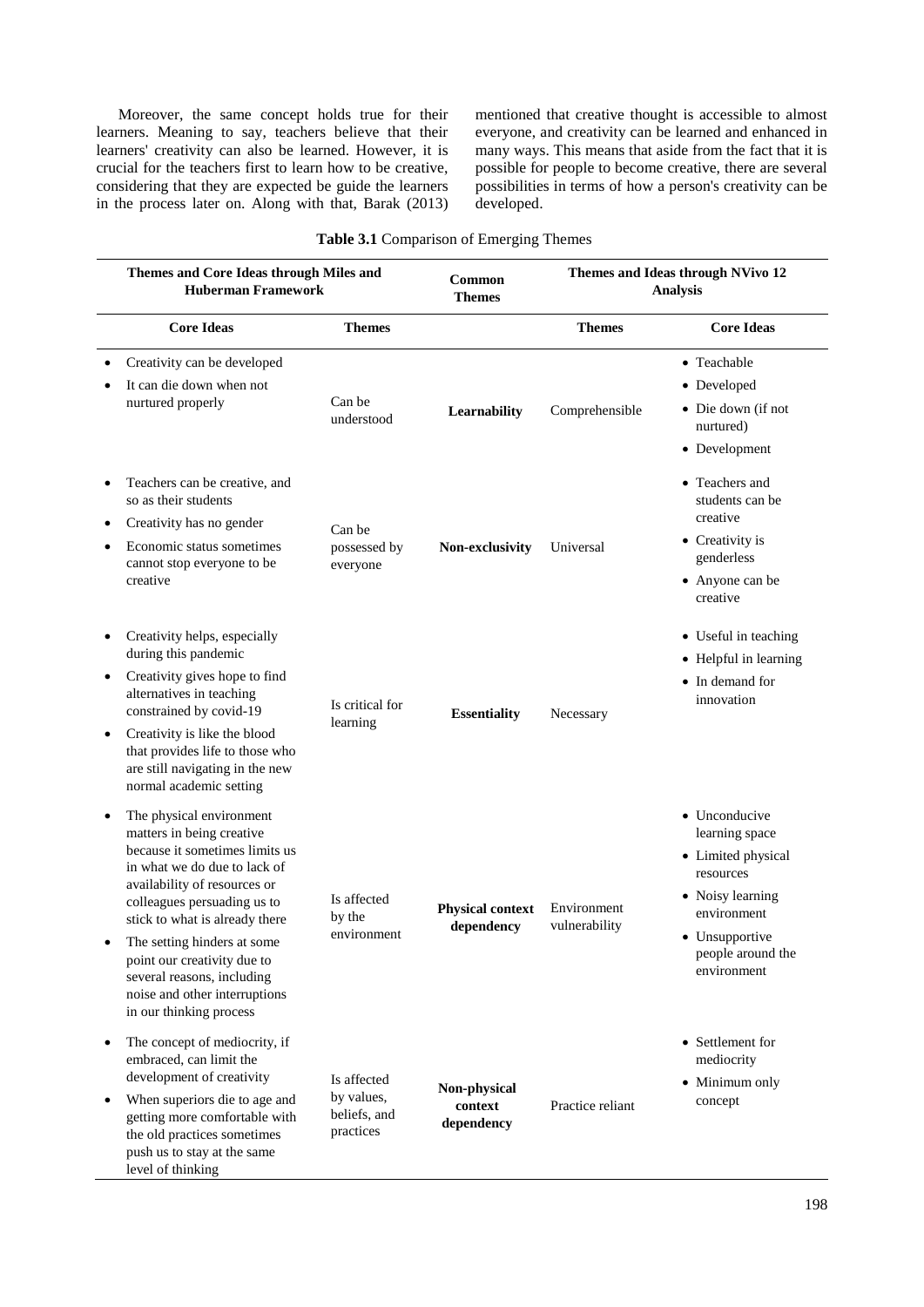Moreover, the same concept holds true for their learners. Meaning to say, teachers believe that their learners' creativity can also be learned. However, it is crucial for the teachers first to learn how to be creative, considering that they are expected be guide the learners in the process later on. Along with that, Barak (2013) mentioned that creative thought is accessible to almost everyone, and creativity can be learned and enhanced in many ways. This means that aside from the fact that it is possible for people to become creative, there are several possibilities in terms of how a person's creativity can be developed.

**Table 3.1** Comparison of Emerging Themes

| Themes and Core Ideas through Miles and Huberman Framework | | Common Themes | Themes and Ideas through NVivo 12 Analysis | |
|---|---|---|---|---|
| **Core Ideas** | **Themes** | | **Themes** | **Core Ideas** |
| • Creativity can be developed<br>• It can die down when not nurtured properly | Can be understood | **Learnability** | Comprehensible | • Teachable<br>• Developed<br>• Die down (if not nurtured)<br>• Development |
| • Teachers can be creative, and so as their students<br>• Creativity has no gender<br>• Economic status sometimes cannot stop everyone to be creative | Can be possessed by everyone | **Non-exclusivity** | Universal | • Teachers and students can be creative<br>• Creativity is genderless<br>• Anyone can be creative |
| • Creativity helps, especially during this pandemic<br>• Creativity gives hope to find alternatives in teaching constrained by covid-19<br>• Creativity is like the blood that provides life to those who are still navigating in the new normal academic setting | Is critical for learning | **Essentiality** | Necessary | • Useful in teaching<br>• Helpful in learning<br>• In demand for innovation |
| • The physical environment matters in being creative because it sometimes limits us in what we do due to lack of availability of resources or colleagues persuading us to stick to what is already there<br>• The setting hinders at some point our creativity due to several reasons, including noise and other interruptions in our thinking process | Is affected by the environment | **Physical context dependency** | Environment vulnerability | • Unconducive learning space<br>• Limited physical resources<br>• Noisy learning environment<br>• Unsupportive people around the environment |
| • The concept of mediocrity, if embraced, can limit the development of creativity<br>• When superiors die to age and getting more comfortable with the old practices sometimes push us to stay at the same level of thinking | Is affected by values, beliefs, and practices | **Non-physical context dependency** | Practice reliant | • Settlement for mediocrity<br>• Minimum only concept |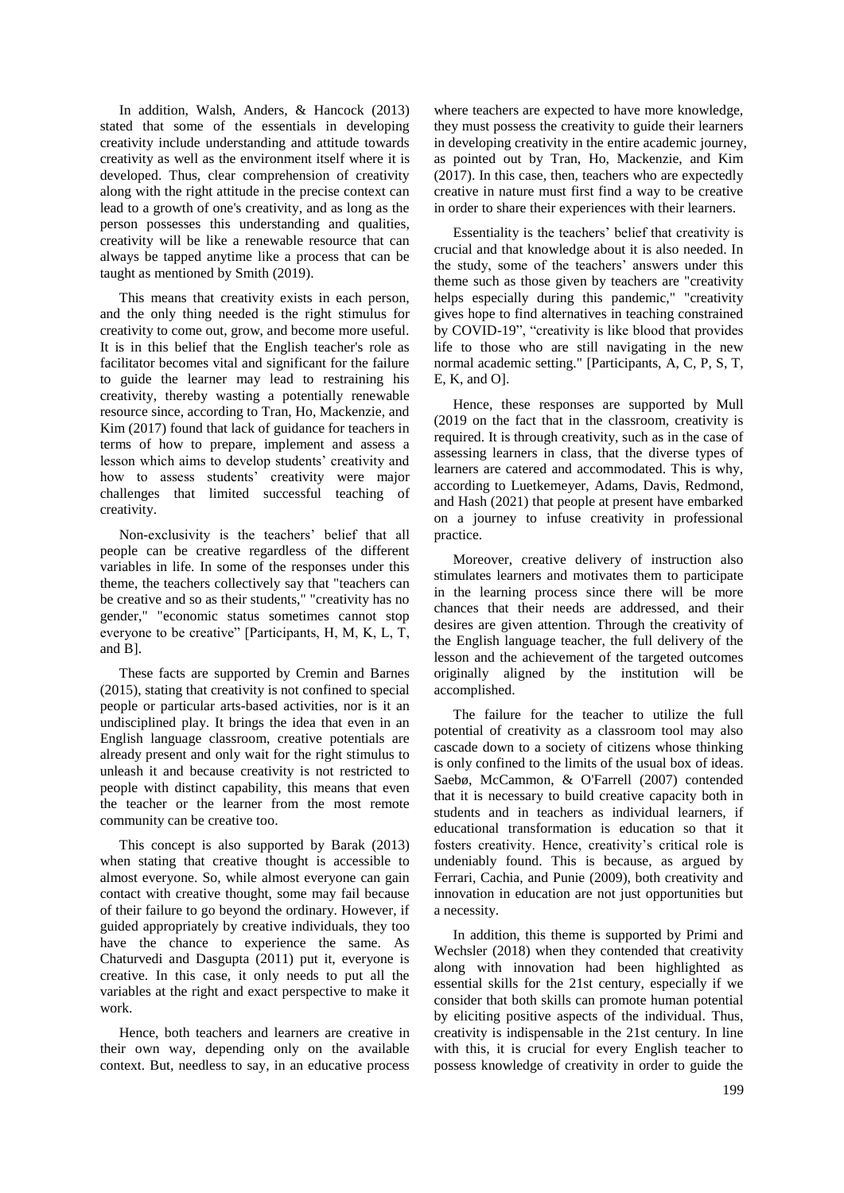In addition, Walsh, Anders, & Hancock (2013) stated that some of the essentials in developing creativity include understanding and attitude towards creativity as well as the environment itself where it is developed. Thus, clear comprehension of creativity along with the right attitude in the precise context can lead to a growth of one's creativity, and as long as the person possesses this understanding and qualities, creativity will be like a renewable resource that can always be tapped anytime like a process that can be taught as mentioned by Smith (2019).

This means that creativity exists in each person, and the only thing needed is the right stimulus for creativity to come out, grow, and become more useful. It is in this belief that the English teacher's role as facilitator becomes vital and significant for the failure to guide the learner may lead to restraining his creativity, thereby wasting a potentially renewable resource since, according to Tran, Ho, Mackenzie, and Kim (2017) found that lack of guidance for teachers in terms of how to prepare, implement and assess a lesson which aims to develop students' creativity and how to assess students' creativity were major challenges that limited successful teaching of creativity.

Non-exclusivity is the teachers' belief that all people can be creative regardless of the different variables in life. In some of the responses under this theme, the teachers collectively say that "teachers can be creative and so as their students," "creativity has no gender," "economic status sometimes cannot stop everyone to be creative" [Participants, H, M, K, L, T, and B].

These facts are supported by Cremin and Barnes (2015), stating that creativity is not confined to special people or particular arts-based activities, nor is it an undisciplined play. It brings the idea that even in an English language classroom, creative potentials are already present and only wait for the right stimulus to unleash it and because creativity is not restricted to people with distinct capability, this means that even the teacher or the learner from the most remote community can be creative too.

This concept is also supported by Barak (2013) when stating that creative thought is accessible to almost everyone. So, while almost everyone can gain contact with creative thought, some may fail because of their failure to go beyond the ordinary. However, if guided appropriately by creative individuals, they too have the chance to experience the same. As Chaturvedi and Dasgupta (2011) put it, everyone is creative. In this case, it only needs to put all the variables at the right and exact perspective to make it work.

Hence, both teachers and learners are creative in their own way, depending only on the available context. But, needless to say, in an educative process where teachers are expected to have more knowledge, they must possess the creativity to guide their learners in developing creativity in the entire academic journey, as pointed out by Tran, Ho, Mackenzie, and Kim (2017). In this case, then, teachers who are expectedly creative in nature must first find a way to be creative in order to share their experiences with their learners.

Essentiality is the teachers' belief that creativity is crucial and that knowledge about it is also needed. In the study, some of the teachers' answers under this theme such as those given by teachers are "creativity helps especially during this pandemic," "creativity gives hope to find alternatives in teaching constrained by COVID-19", "creativity is like blood that provides life to those who are still navigating in the new normal academic setting." [Participants, A, C, P, S, T, E, K, and O].

Hence, these responses are supported by Mull (2019 on the fact that in the classroom, creativity is required. It is through creativity, such as in the case of assessing learners in class, that the diverse types of learners are catered and accommodated. This is why, according to Luetkemeyer, Adams, Davis, Redmond, and Hash (2021) that people at present have embarked on a journey to infuse creativity in professional practice.

Moreover, creative delivery of instruction also stimulates learners and motivates them to participate in the learning process since there will be more chances that their needs are addressed, and their desires are given attention. Through the creativity of the English language teacher, the full delivery of the lesson and the achievement of the targeted outcomes originally aligned by the institution will be accomplished.

The failure for the teacher to utilize the full potential of creativity as a classroom tool may also cascade down to a society of citizens whose thinking is only confined to the limits of the usual box of ideas. Saebø, McCammon, & O'Farrell (2007) contended that it is necessary to build creative capacity both in students and in teachers as individual learners, if educational transformation is education so that it fosters creativity. Hence, creativity's critical role is undeniably found. This is because, as argued by Ferrari, Cachia, and Punie (2009), both creativity and innovation in education are not just opportunities but a necessity.

In addition, this theme is supported by Primi and Wechsler (2018) when they contended that creativity along with innovation had been highlighted as essential skills for the 21st century, especially if we consider that both skills can promote human potential by eliciting positive aspects of the individual. Thus, creativity is indispensable in the 21st century. In line with this, it is crucial for every English teacher to possess knowledge of creativity in order to guide the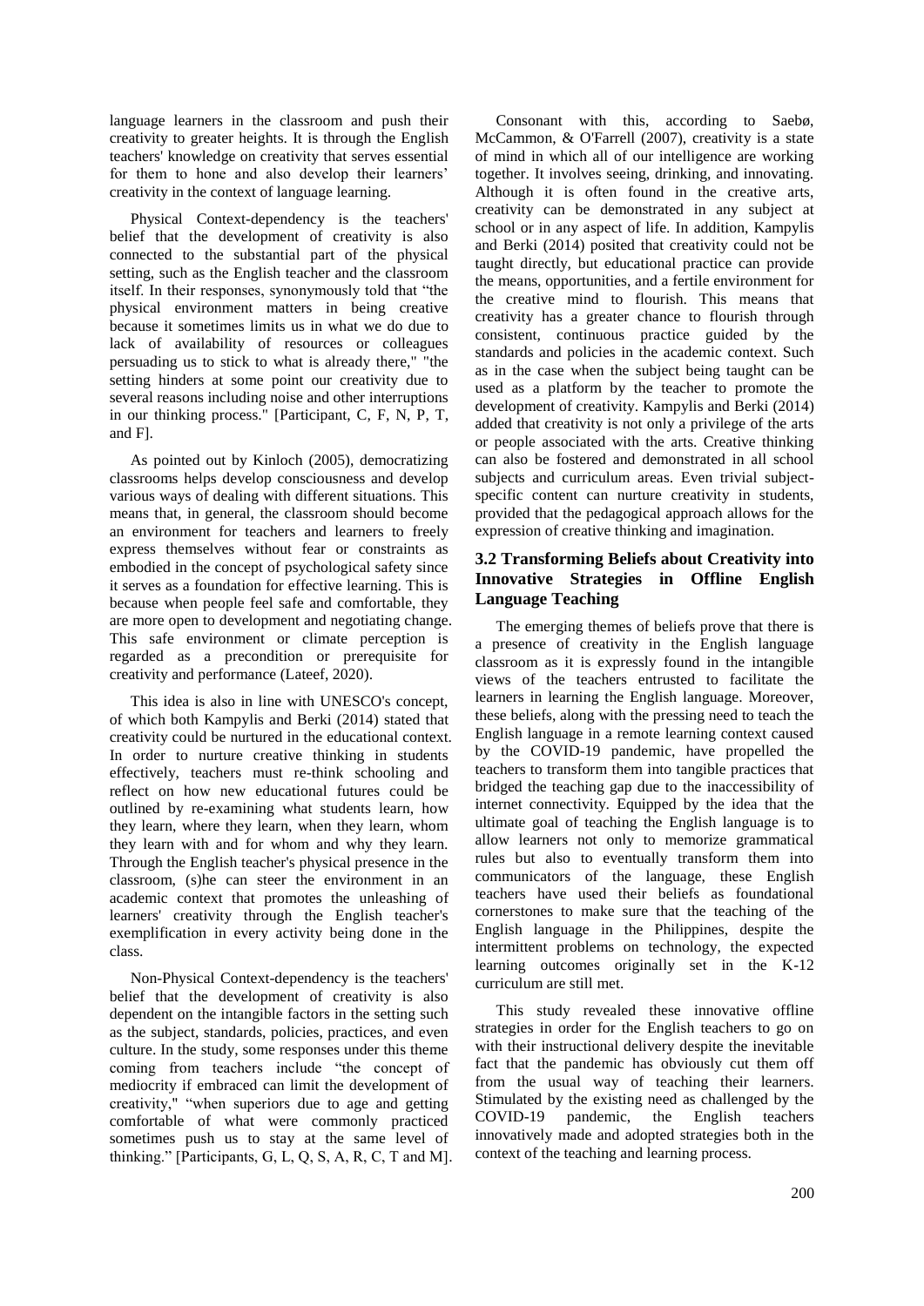language learners in the classroom and push their creativity to greater heights. It is through the English teachers' knowledge on creativity that serves essential for them to hone and also develop their learners' creativity in the context of language learning.

Physical Context-dependency is the teachers' belief that the development of creativity is also connected to the substantial part of the physical setting, such as the English teacher and the classroom itself. In their responses, synonymously told that "the physical environment matters in being creative because it sometimes limits us in what we do due to lack of availability of resources or colleagues persuading us to stick to what is already there," "the setting hinders at some point our creativity due to several reasons including noise and other interruptions in our thinking process." [Participant, C, F, N, P, T, and F].

As pointed out by Kinloch (2005), democratizing classrooms helps develop consciousness and develop various ways of dealing with different situations. This means that, in general, the classroom should become an environment for teachers and learners to freely express themselves without fear or constraints as embodied in the concept of psychological safety since it serves as a foundation for effective learning. This is because when people feel safe and comfortable, they are more open to development and negotiating change. This safe environment or climate perception is regarded as a precondition or prerequisite for creativity and performance (Lateef, 2020).

This idea is also in line with UNESCO's concept, of which both Kampylis and Berki (2014) stated that creativity could be nurtured in the educational context. In order to nurture creative thinking in students effectively, teachers must re-think schooling and reflect on how new educational futures could be outlined by re-examining what students learn, how they learn, where they learn, when they learn, whom they learn with and for whom and why they learn. Through the English teacher's physical presence in the classroom, (s)he can steer the environment in an academic context that promotes the unleashing of learners' creativity through the English teacher's exemplification in every activity being done in the class.

Non-Physical Context-dependency is the teachers' belief that the development of creativity is also dependent on the intangible factors in the setting such as the subject, standards, policies, practices, and even culture. In the study, some responses under this theme coming from teachers include "the concept of mediocrity if embraced can limit the development of creativity," "when superiors due to age and getting comfortable of what were commonly practiced sometimes push us to stay at the same level of thinking." [Participants, G, L, Q, S, A, R, C, T and M].

Consonant with this, according to Saebø, McCammon, & O'Farrell (2007), creativity is a state of mind in which all of our intelligence are working together. It involves seeing, drinking, and innovating. Although it is often found in the creative arts, creativity can be demonstrated in any subject at school or in any aspect of life. In addition, Kampylis and Berki (2014) posited that creativity could not be taught directly, but educational practice can provide the means, opportunities, and a fertile environment for the creative mind to flourish. This means that creativity has a greater chance to flourish through consistent, continuous practice guided by the standards and policies in the academic context. Such as in the case when the subject being taught can be used as a platform by the teacher to promote the development of creativity. Kampylis and Berki (2014) added that creativity is not only a privilege of the arts or people associated with the arts. Creative thinking can also be fostered and demonstrated in all school subjects and curriculum areas. Even trivial subject-specific content can nurture creativity in students, provided that the pedagogical approach allows for the expression of creative thinking and imagination.

### 3.2 Transforming Beliefs about Creativity into Innovative Strategies in Offline English Language Teaching

The emerging themes of beliefs prove that there is a presence of creativity in the English language classroom as it is expressly found in the intangible views of the teachers entrusted to facilitate the learners in learning the English language. Moreover, these beliefs, along with the pressing need to teach the English language in a remote learning context caused by the COVID-19 pandemic, have propelled the teachers to transform them into tangible practices that bridged the teaching gap due to the inaccessibility of internet connectivity. Equipped by the idea that the ultimate goal of teaching the English language is to allow learners not only to memorize grammatical rules but also to eventually transform them into communicators of the language, these English teachers have used their beliefs as foundational cornerstones to make sure that the teaching of the English language in the Philippines, despite the intermittent problems on technology, the expected learning outcomes originally set in the K-12 curriculum are still met.

This study revealed these innovative offline strategies in order for the English teachers to go on with their instructional delivery despite the inevitable fact that the pandemic has obviously cut them off from the usual way of teaching their learners. Stimulated by the existing need as challenged by the COVID-19 pandemic, the English teachers innovatively made and adopted strategies both in the context of the teaching and learning process.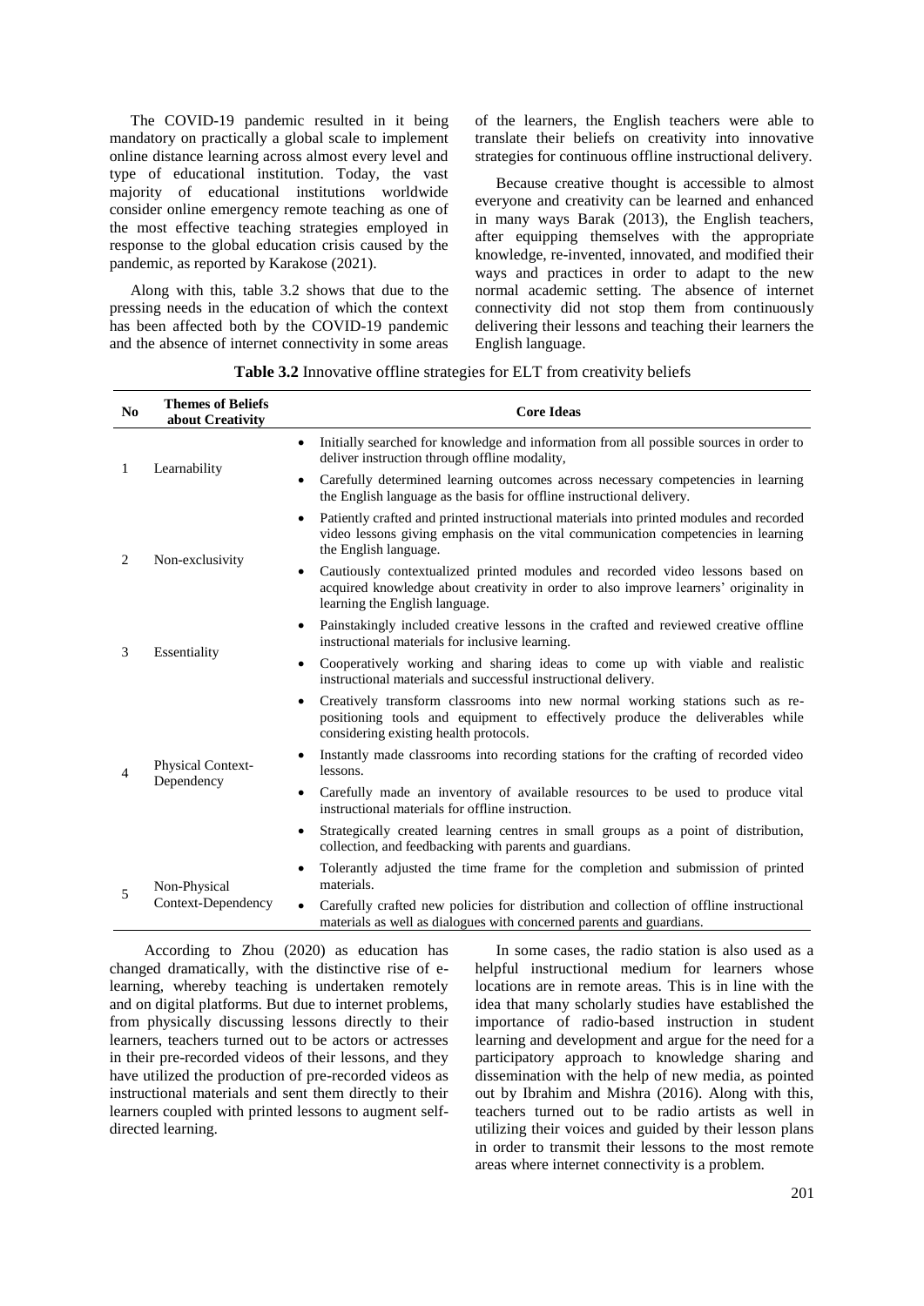The COVID-19 pandemic resulted in it being mandatory on practically a global scale to implement online distance learning across almost every level and type of educational institution. Today, the vast majority of educational institutions worldwide consider online emergency remote teaching as one of the most effective teaching strategies employed in response to the global education crisis caused by the pandemic, as reported by Karakose (2021).

Along with this, table 3.2 shows that due to the pressing needs in the education of which the context has been affected both by the COVID-19 pandemic and the absence of internet connectivity in some areas of the learners, the English teachers were able to translate their beliefs on creativity into innovative strategies for continuous offline instructional delivery.

Because creative thought is accessible to almost everyone and creativity can be learned and enhanced in many ways Barak (2013), the English teachers, after equipping themselves with the appropriate knowledge, re-invented, innovated, and modified their ways and practices in order to adapt to the new normal academic setting. The absence of internet connectivity did not stop them from continuously delivering their lessons and teaching their learners the English language.

**Table 3.2** Innovative offline strategies for ELT from creativity beliefs

| No | Themes of Beliefs about Creativity | Core Ideas |
|---|---|---|
| 1 | Learnability | • Initially searched for knowledge and information from all possible sources in order to deliver instruction through offline modality,<br>• Carefully determined learning outcomes across necessary competencies in learning the English language as the basis for offline instructional delivery. |
| 2 | Non-exclusivity | • Patiently crafted and printed instructional materials into printed modules and recorded video lessons giving emphasis on the vital communication competencies in learning the English language.<br>• Cautiously contextualized printed modules and recorded video lessons based on acquired knowledge about creativity in order to also improve learners' originality in learning the English language. |
| 3 | Essentiality | • Painstakingly included creative lessons in the crafted and reviewed creative offline instructional materials for inclusive learning.<br>• Cooperatively working and sharing ideas to come up with viable and realistic instructional materials and successful instructional delivery. |
| 4 | Physical Context-Dependency | • Creatively transform classrooms into new normal working stations such as re-positioning tools and equipment to effectively produce the deliverables while considering existing health protocols.<br>• Instantly made classrooms into recording stations for the crafting of recorded video lessons.<br>• Carefully made an inventory of available resources to be used to produce vital instructional materials for offline instruction. |
| 5 | Non-Physical Context-Dependency | • Strategically created learning centres in small groups as a point of distribution, collection, and feedbacking with parents and guardians.<br>• Tolerantly adjusted the time frame for the completion and submission of printed materials.<br>• Carefully crafted new policies for distribution and collection of offline instructional materials as well as dialogues with concerned parents and guardians. |

According to Zhou (2020) as education has changed dramatically, with the distinctive rise of e-learning, whereby teaching is undertaken remotely and on digital platforms. But due to internet problems, from physically discussing lessons directly to their learners, teachers turned out to be actors or actresses in their pre-recorded videos of their lessons, and they have utilized the production of pre-recorded videos as instructional materials and sent them directly to their learners coupled with printed lessons to augment self-directed learning.

In some cases, the radio station is also used as a helpful instructional medium for learners whose locations are in remote areas. This is in line with the idea that many scholarly studies have established the importance of radio-based instruction in student learning and development and argue for the need for a participatory approach to knowledge sharing and dissemination with the help of new media, as pointed out by Ibrahim and Mishra (2016). Along with this, teachers turned out to be radio artists as well in utilizing their voices and guided by their lesson plans in order to transmit their lessons to the most remote areas where internet connectivity is a problem.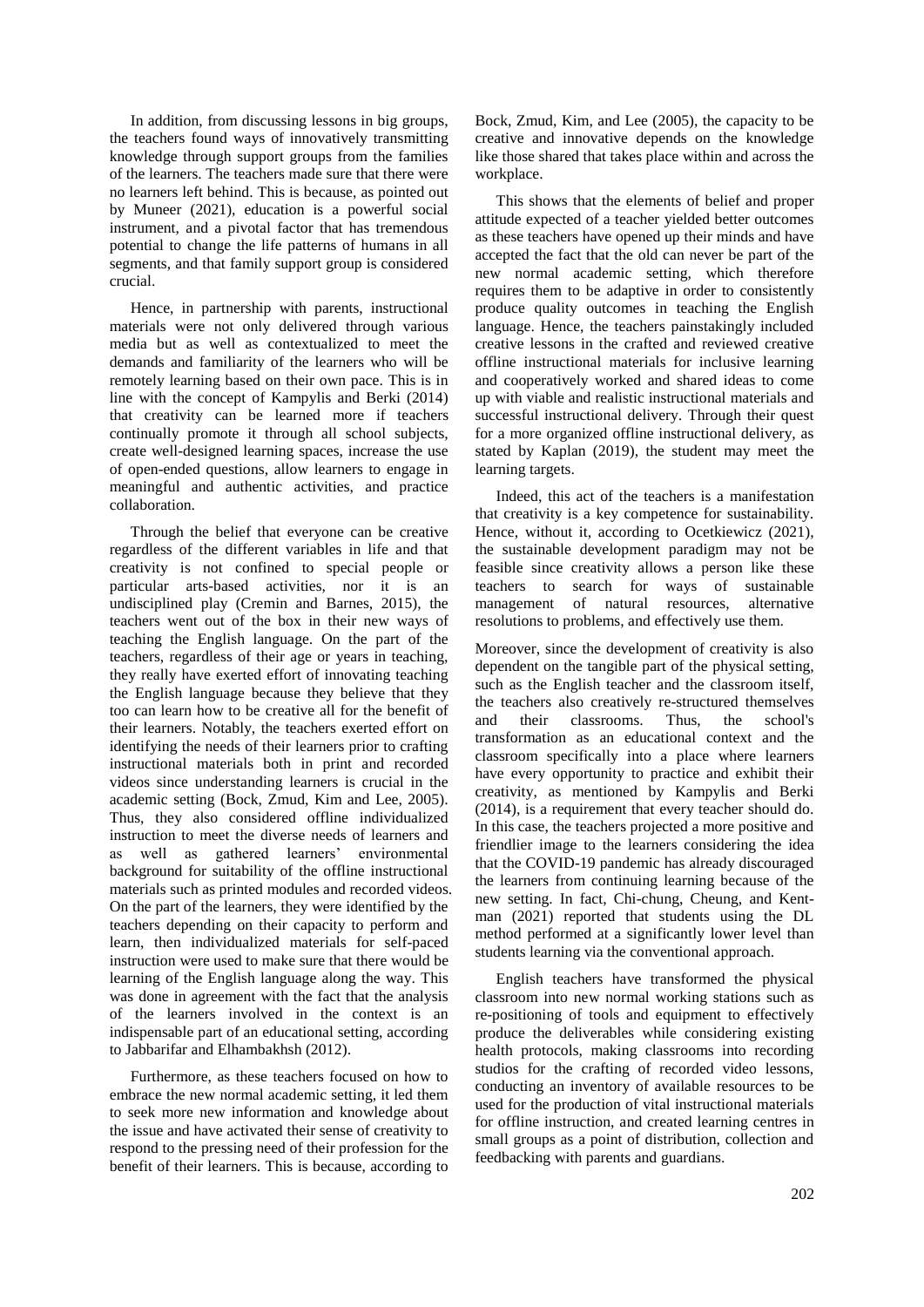In addition, from discussing lessons in big groups, the teachers found ways of innovatively transmitting knowledge through support groups from the families of the learners. The teachers made sure that there were no learners left behind. This is because, as pointed out by Muneer (2021), education is a powerful social instrument, and a pivotal factor that has tremendous potential to change the life patterns of humans in all segments, and that family support group is considered crucial.

Hence, in partnership with parents, instructional materials were not only delivered through various media but as well as contextualized to meet the demands and familiarity of the learners who will be remotely learning based on their own pace. This is in line with the concept of Kampylis and Berki (2014) that creativity can be learned more if teachers continually promote it through all school subjects, create well-designed learning spaces, increase the use of open-ended questions, allow learners to engage in meaningful and authentic activities, and practice collaboration.

Through the belief that everyone can be creative regardless of the different variables in life and that creativity is not confined to special people or particular arts-based activities, nor it is an undisciplined play (Cremin and Barnes, 2015), the teachers went out of the box in their new ways of teaching the English language. On the part of the teachers, regardless of their age or years in teaching, they really have exerted effort of innovating teaching the English language because they believe that they too can learn how to be creative all for the benefit of their learners. Notably, the teachers exerted effort on identifying the needs of their learners prior to crafting instructional materials both in print and recorded videos since understanding learners is crucial in the academic setting (Bock, Zmud, Kim and Lee, 2005). Thus, they also considered offline individualized instruction to meet the diverse needs of learners and as well as gathered learners' environmental background for suitability of the offline instructional materials such as printed modules and recorded videos. On the part of the learners, they were identified by the teachers depending on their capacity to perform and learn, then individualized materials for self-paced instruction were used to make sure that there would be learning of the English language along the way. This was done in agreement with the fact that the analysis of the learners involved in the context is an indispensable part of an educational setting, according to Jabbarifar and Elhambakhsh (2012).

Furthermore, as these teachers focused on how to embrace the new normal academic setting, it led them to seek more new information and knowledge about the issue and have activated their sense of creativity to respond to the pressing need of their profession for the benefit of their learners. This is because, according to Bock, Zmud, Kim, and Lee (2005), the capacity to be creative and innovative depends on the knowledge like those shared that takes place within and across the workplace.

This shows that the elements of belief and proper attitude expected of a teacher yielded better outcomes as these teachers have opened up their minds and have accepted the fact that the old can never be part of the new normal academic setting, which therefore requires them to be adaptive in order to consistently produce quality outcomes in teaching the English language. Hence, the teachers painstakingly included creative lessons in the crafted and reviewed creative offline instructional materials for inclusive learning and cooperatively worked and shared ideas to come up with viable and realistic instructional materials and successful instructional delivery. Through their quest for a more organized offline instructional delivery, as stated by Kaplan (2019), the student may meet the learning targets.

Indeed, this act of the teachers is a manifestation that creativity is a key competence for sustainability. Hence, without it, according to Ocetkiewicz (2021), the sustainable development paradigm may not be feasible since creativity allows a person like these teachers to search for ways of sustainable management of natural resources, alternative resolutions to problems, and effectively use them.

Moreover, since the development of creativity is also dependent on the tangible part of the physical setting, such as the English teacher and the classroom itself, the teachers also creatively re-structured themselves and their classrooms. Thus, the school's transformation as an educational context and the classroom specifically into a place where learners have every opportunity to practice and exhibit their creativity, as mentioned by Kampylis and Berki (2014), is a requirement that every teacher should do. In this case, the teachers projected a more positive and friendlier image to the learners considering the idea that the COVID-19 pandemic has already discouraged the learners from continuing learning because of the new setting. In fact, Chi-chung, Cheung, and Kent-man (2021) reported that students using the DL method performed at a significantly lower level than students learning via the conventional approach.

English teachers have transformed the physical classroom into new normal working stations such as re-positioning of tools and equipment to effectively produce the deliverables while considering existing health protocols, making classrooms into recording studios for the crafting of recorded video lessons, conducting an inventory of available resources to be used for the production of vital instructional materials for offline instruction, and created learning centres in small groups as a point of distribution, collection and feedbacking with parents and guardians.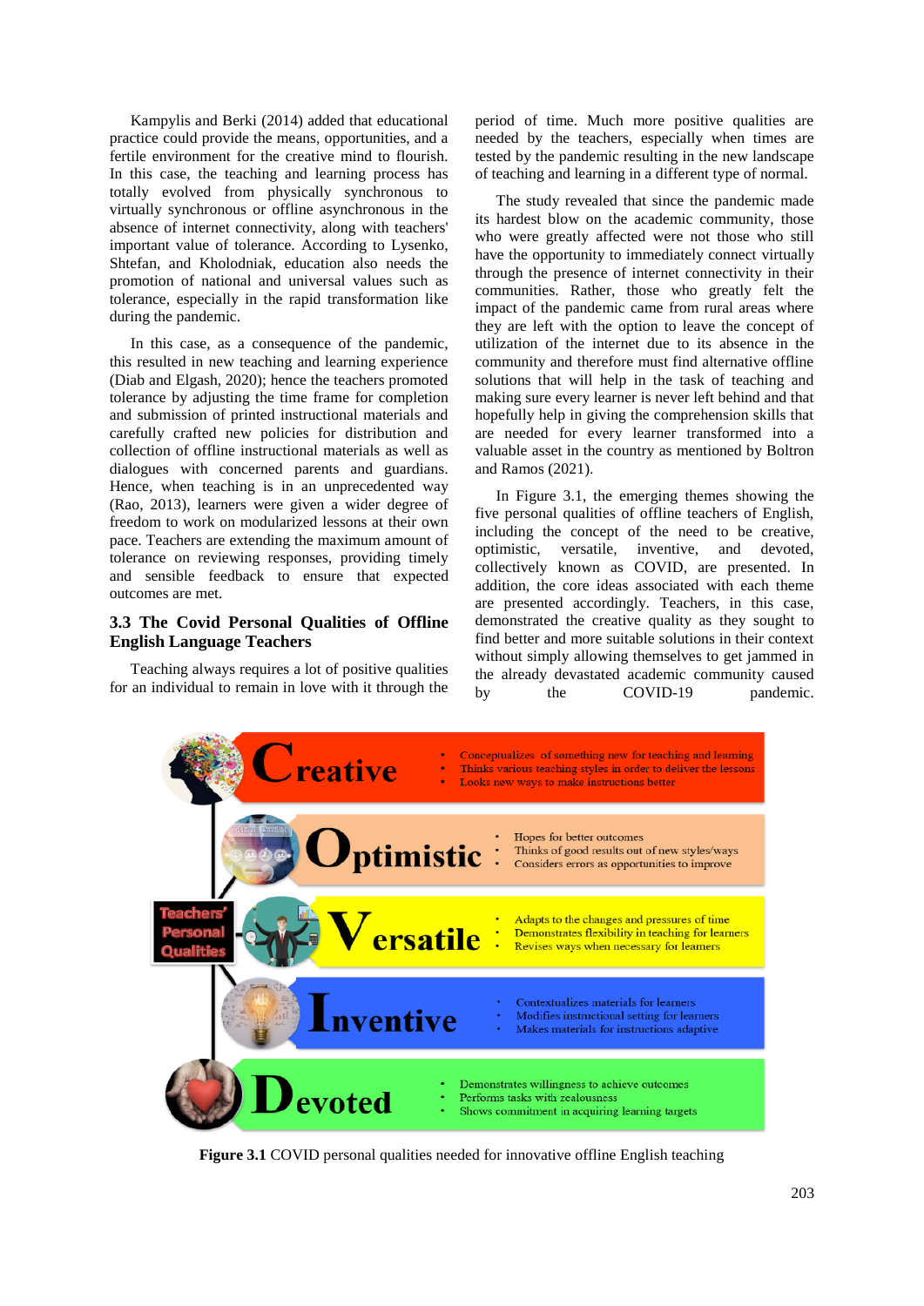Kampylis and Berki (2014) added that educational practice could provide the means, opportunities, and a fertile environment for the creative mind to flourish. In this case, the teaching and learning process has totally evolved from physically synchronous to virtually synchronous or offline asynchronous in the absence of internet connectivity, along with teachers' important value of tolerance. According to Lysenko, Shtefan, and Kholodniak, education also needs the promotion of national and universal values such as tolerance, especially in the rapid transformation like during the pandemic.

In this case, as a consequence of the pandemic, this resulted in new teaching and learning experience (Diab and Elgash, 2020); hence the teachers promoted tolerance by adjusting the time frame for completion and submission of printed instructional materials and carefully crafted new policies for distribution and collection of offline instructional materials as well as dialogues with concerned parents and guardians. Hence, when teaching is in an unprecedented way (Rao, 2013), learners were given a wider degree of freedom to work on modularized lessons at their own pace. Teachers are extending the maximum amount of tolerance on reviewing responses, providing timely and sensible feedback to ensure that expected outcomes are met.

### 3.3 The Covid Personal Qualities of Offline English Language Teachers

Teaching always requires a lot of positive qualities for an individual to remain in love with it through the period of time. Much more positive qualities are needed by the teachers, especially when times are tested by the pandemic resulting in the new landscape of teaching and learning in a different type of normal.

The study revealed that since the pandemic made its hardest blow on the academic community, those who were greatly affected were not those who still have the opportunity to immediately connect virtually through the presence of internet connectivity in their communities. Rather, those who greatly felt the impact of the pandemic came from rural areas where they are left with the option to leave the concept of utilization of the internet due to its absence in the community and therefore must find alternative offline solutions that will help in the task of teaching and making sure every learner is never left behind and that hopefully help in giving the comprehension skills that are needed for every learner transformed into a valuable asset in the country as mentioned by Boltron and Ramos (2021).

In Figure 3.1, the emerging themes showing the five personal qualities of offline teachers of English, including the concept of the need to be creative, optimistic, versatile, inventive, and devoted, collectively known as COVID, are presented. In addition, the core ideas associated with each theme are presented accordingly. Teachers, in this case, demonstrated the creative quality as they sought to find better and more suitable solutions in their context without simply allowing themselves to get jammed in the already devastated academic community caused by the COVID-19 pandemic.

Teachers' Personal Qualities

**Creative**
- Conceptualizes of something new for teaching and learning
- Thinks various teaching styles in order to deliver the lessons
- Looks new ways to make instructions better

**Optimistic**
- Hopes for better outcomes
- Thinks of good results out of new styles/ways
- Considers errors as opportunities to improve

**Versatile**
- Adapts to the changes and pressures of time
- Demonstrates flexibility in teaching for learners
- Revises ways when necessary for learners

**Inventive**
- Contextualizes materials for learners
- Modifies instructional setting for learners
- Makes materials for instructions adaptive

**Devoted**
- Demonstrates willingness to achieve outcomes
- Performs tasks with zealousness
- Shows commitment in acquiring learning targets

**Figure 3.1** COVID personal qualities needed for innovative offline English teaching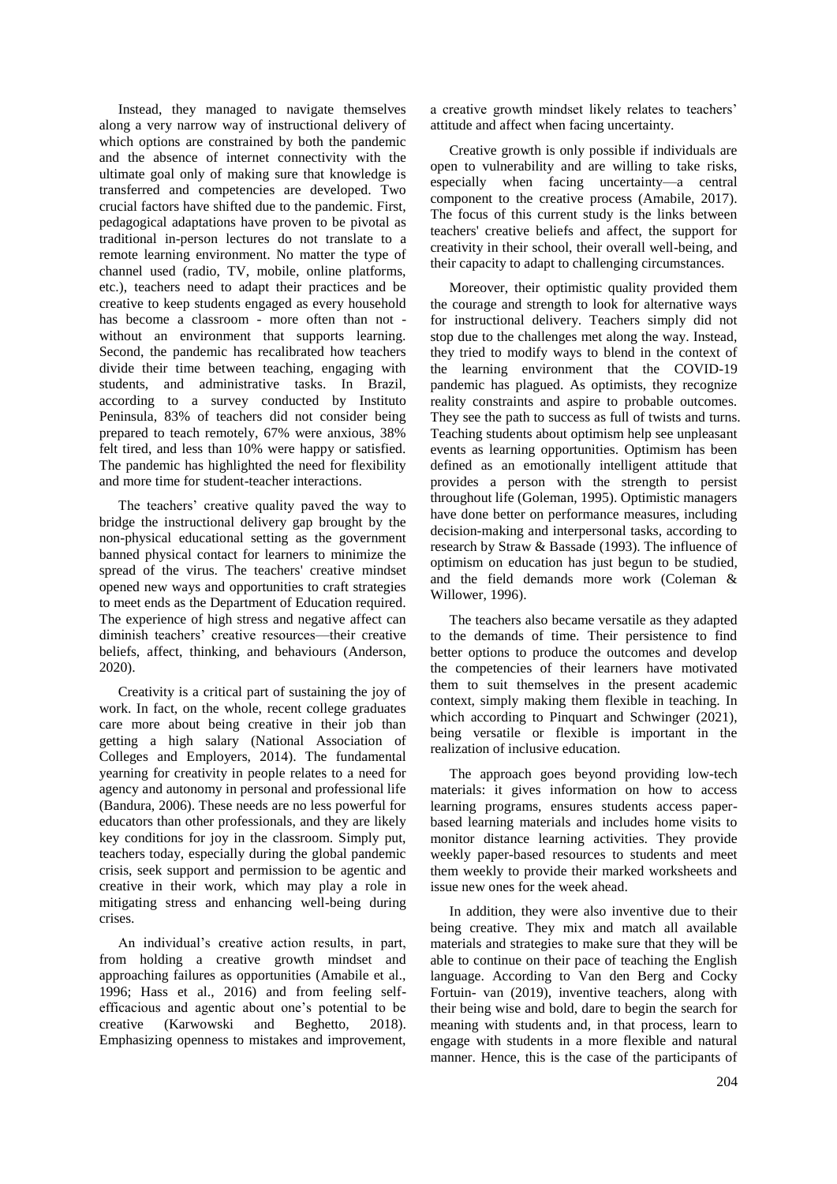Instead, they managed to navigate themselves along a very narrow way of instructional delivery of which options are constrained by both the pandemic and the absence of internet connectivity with the ultimate goal only of making sure that knowledge is transferred and competencies are developed. Two crucial factors have shifted due to the pandemic. First, pedagogical adaptations have proven to be pivotal as traditional in-person lectures do not translate to a remote learning environment. No matter the type of channel used (radio, TV, mobile, online platforms, etc.), teachers need to adapt their practices and be creative to keep students engaged as every household has become a classroom - more often than not - without an environment that supports learning. Second, the pandemic has recalibrated how teachers divide their time between teaching, engaging with students, and administrative tasks. In Brazil, according to a survey conducted by Instituto Peninsula, 83% of teachers did not consider being prepared to teach remotely, 67% were anxious, 38% felt tired, and less than 10% were happy or satisfied. The pandemic has highlighted the need for flexibility and more time for student-teacher interactions.

The teachers' creative quality paved the way to bridge the instructional delivery gap brought by the non-physical educational setting as the government banned physical contact for learners to minimize the spread of the virus. The teachers' creative mindset opened new ways and opportunities to craft strategies to meet ends as the Department of Education required. The experience of high stress and negative affect can diminish teachers' creative resources—their creative beliefs, affect, thinking, and behaviours (Anderson, 2020).

Creativity is a critical part of sustaining the joy of work. In fact, on the whole, recent college graduates care more about being creative in their job than getting a high salary (National Association of Colleges and Employers, 2014). The fundamental yearning for creativity in people relates to a need for agency and autonomy in personal and professional life (Bandura, 2006). These needs are no less powerful for educators than other professionals, and they are likely key conditions for joy in the classroom. Simply put, teachers today, especially during the global pandemic crisis, seek support and permission to be agentic and creative in their work, which may play a role in mitigating stress and enhancing well-being during crises.

An individual's creative action results, in part, from holding a creative growth mindset and approaching failures as opportunities (Amabile et al., 1996; Hass et al., 2016) and from feeling self-efficacious and agentic about one's potential to be creative (Karwowski and Beghetto, 2018). Emphasizing openness to mistakes and improvement, a creative growth mindset likely relates to teachers' attitude and affect when facing uncertainty.

Creative growth is only possible if individuals are open to vulnerability and are willing to take risks, especially when facing uncertainty—a central component to the creative process (Amabile, 2017). The focus of this current study is the links between teachers' creative beliefs and affect, the support for creativity in their school, their overall well-being, and their capacity to adapt to challenging circumstances.

Moreover, their optimistic quality provided them the courage and strength to look for alternative ways for instructional delivery. Teachers simply did not stop due to the challenges met along the way. Instead, they tried to modify ways to blend in the context of the learning environment that the COVID-19 pandemic has plagued. As optimists, they recognize reality constraints and aspire to probable outcomes. They see the path to success as full of twists and turns. Teaching students about optimism help see unpleasant events as learning opportunities. Optimism has been defined as an emotionally intelligent attitude that provides a person with the strength to persist throughout life (Goleman, 1995). Optimistic managers have done better on performance measures, including decision-making and interpersonal tasks, according to research by Straw & Bassade (1993). The influence of optimism on education has just begun to be studied, and the field demands more work (Coleman & Willower, 1996).

The teachers also became versatile as they adapted to the demands of time. Their persistence to find better options to produce the outcomes and develop the competencies of their learners have motivated them to suit themselves in the present academic context, simply making them flexible in teaching. In which according to Pinquart and Schwinger (2021), being versatile or flexible is important in the realization of inclusive education.

The approach goes beyond providing low-tech materials: it gives information on how to access learning programs, ensures students access paper-based learning materials and includes home visits to monitor distance learning activities. They provide weekly paper-based resources to students and meet them weekly to provide their marked worksheets and issue new ones for the week ahead.

In addition, they were also inventive due to their being creative. They mix and match all available materials and strategies to make sure that they will be able to continue on their pace of teaching the English language. According to Van den Berg and Cocky Fortuin- van (2019), inventive teachers, along with their being wise and bold, dare to begin the search for meaning with students and, in that process, learn to engage with students in a more flexible and natural manner. Hence, this is the case of the participants of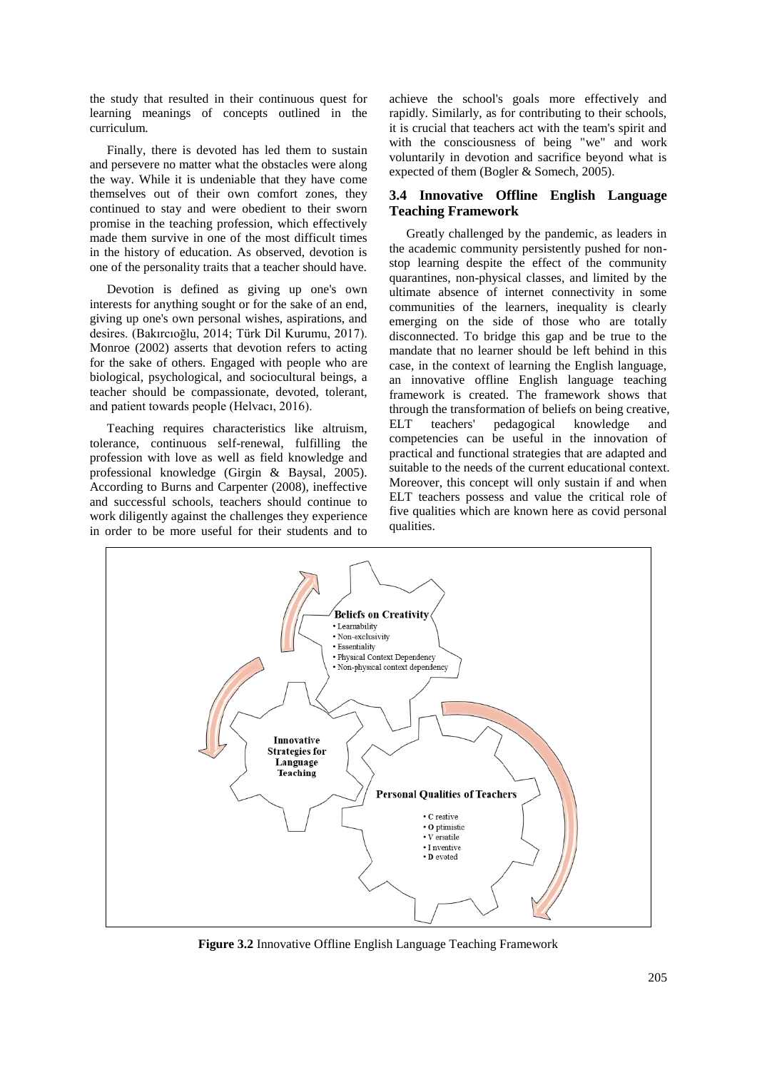the study that resulted in their continuous quest for learning meanings of concepts outlined in the curriculum.

Finally, there is devoted has led them to sustain and persevere no matter what the obstacles were along the way. While it is undeniable that they have come themselves out of their own comfort zones, they continued to stay and were obedient to their sworn promise in the teaching profession, which effectively made them survive in one of the most difficult times in the history of education. As observed, devotion is one of the personality traits that a teacher should have.

Devotion is defined as giving up one's own interests for anything sought or for the sake of an end, giving up one's own personal wishes, aspirations, and desires. (Bakırcıoğlu, 2014; Türk Dil Kurumu, 2017). Monroe (2002) asserts that devotion refers to acting for the sake of others. Engaged with people who are biological, psychological, and sociocultural beings, a teacher should be compassionate, devoted, tolerant, and patient towards people (Helvacı, 2016).

Teaching requires characteristics like altruism, tolerance, continuous self-renewal, fulfilling the profession with love as well as field knowledge and professional knowledge (Girgin & Baysal, 2005). According to Burns and Carpenter (2008), ineffective and successful schools, teachers should continue to work diligently against the challenges they experience in order to be more useful for their students and to achieve the school's goals more effectively and rapidly. Similarly, as for contributing to their schools, it is crucial that teachers act with the team's spirit and with the consciousness of being "we" and work voluntarily in devotion and sacrifice beyond what is expected of them (Bogler & Somech, 2005).

### 3.4 Innovative Offline English Language Teaching Framework

Greatly challenged by the pandemic, as leaders in the academic community persistently pushed for non-stop learning despite the effect of the community quarantines, non-physical classes, and limited by the ultimate absence of internet connectivity in some communities of the learners, inequality is clearly emerging on the side of those who are totally disconnected. To bridge this gap and be true to the mandate that no learner should be left behind in this case, in the context of learning the English language, an innovative offline English language teaching framework is created. The framework shows that through the transformation of beliefs on being creative, ELT teachers' pedagogical knowledge and competencies can be useful in the innovation of practical and functional strategies that are adapted and suitable to the needs of the current educational context. Moreover, this concept will only sustain if and when ELT teachers possess and value the critical role of five qualities which are known here as covid personal qualities.

**Beliefs on Creativity**
- Learnability
- Non-exclusivity
- Essentiality
- Physical Context Dependency
- Non-physical context dependency

**Innovative Strategies for Language Teaching**

**Personal Qualities of Teachers**
- **C** reative
- **O** ptimistic
- **V** ersatile
- **I** nventive
- **D** evoted

**Figure 3.2** Innovative Offline English Language Teaching Framework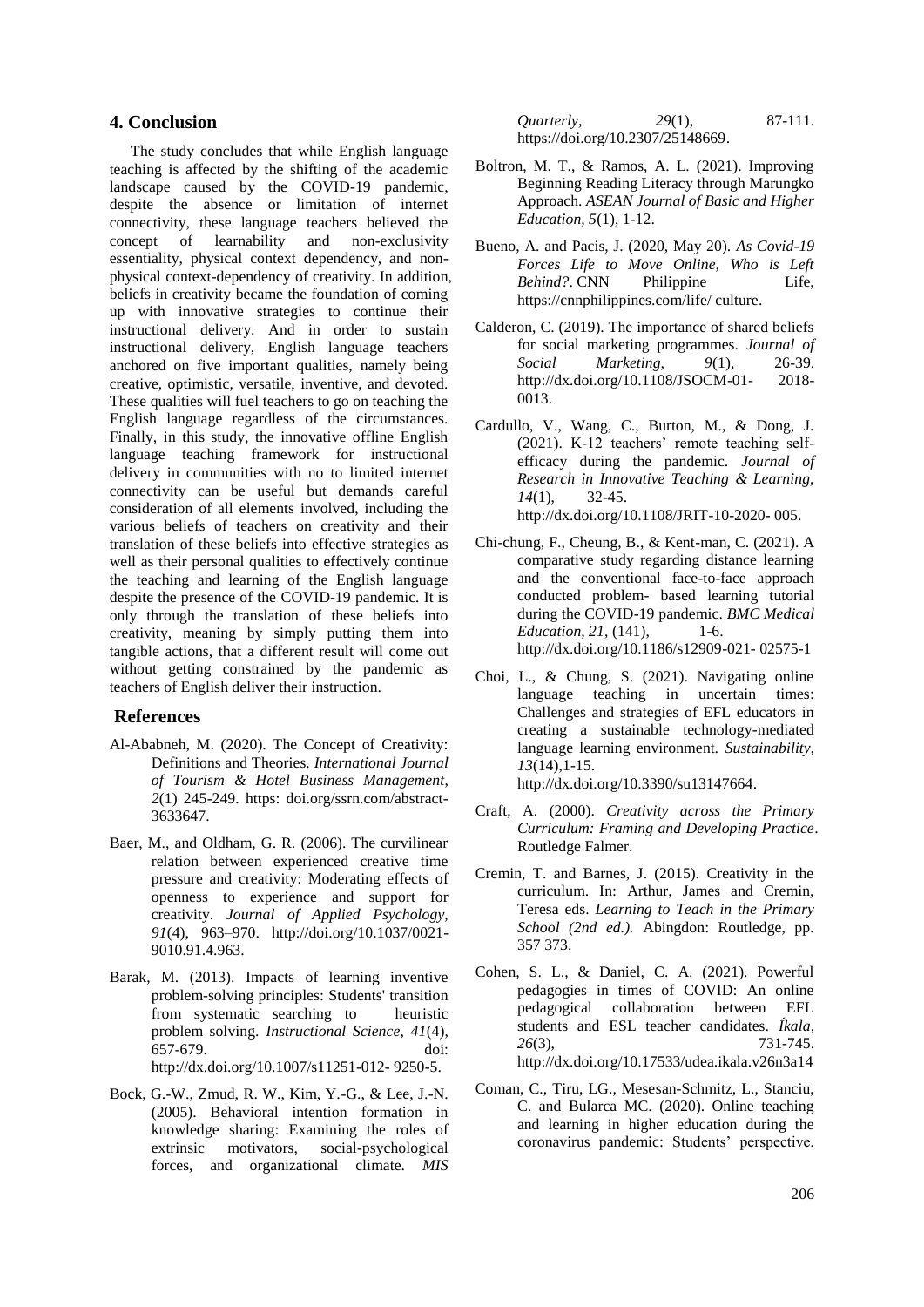## 4. Conclusion

The study concludes that while English language teaching is affected by the shifting of the academic landscape caused by the COVID-19 pandemic, despite the absence or limitation of internet connectivity, these language teachers believed the concept of learnability and non-exclusivity essentiality, physical context dependency, and non-physical context-dependency of creativity. In addition, beliefs in creativity became the foundation of coming up with innovative strategies to continue their instructional delivery. And in order to sustain instructional delivery, English language teachers anchored on five important qualities, namely being creative, optimistic, versatile, inventive, and devoted. These qualities will fuel teachers to go on teaching the English language regardless of the circumstances. Finally, in this study, the innovative offline English language teaching framework for instructional delivery in communities with no to limited internet connectivity can be useful but demands careful consideration of all elements involved, including the various beliefs of teachers on creativity and their translation of these beliefs into effective strategies as well as their personal qualities to effectively continue the teaching and learning of the English language despite the presence of the COVID-19 pandemic. It is only through the translation of these beliefs into creativity, meaning by simply putting them into tangible actions, that a different result will come out without getting constrained by the pandemic as teachers of English deliver their instruction.

## References

Al-Ababneh, M. (2020). The Concept of Creativity: Definitions and Theories. *International Journal of Tourism & Hotel Business Management*, *2*(1) 245-249. https: doi.org/ssrn.com/abstract-3633647.

Baer, M., and Oldham, G. R. (2006). The curvilinear relation between experienced creative time pressure and creativity: Moderating effects of openness to experience and support for creativity. *Journal of Applied Psychology, 91*(4), 963–970. http://doi.org/10.1037/0021-9010.91.4.963.

Barak, M. (2013). Impacts of learning inventive problem-solving principles: Students' transition from systematic searching to heuristic problem solving. *Instructional Science, 41*(4), 657-679. doi: http://dx.doi.org/10.1007/s11251-012- 9250-5.

Bock, G.-W., Zmud, R. W., Kim, Y.-G., & Lee, J.-N. (2005). Behavioral intention formation in knowledge sharing: Examining the roles of extrinsic motivators, social-psychological forces, and organizational climate. *MIS Quarterly, 29*(1), 87-111. https://doi.org/10.2307/25148669.

Boltron, M. T., & Ramos, A. L. (2021). Improving Beginning Reading Literacy through Marungko Approach. *ASEAN Journal of Basic and Higher Education, 5*(1), 1-12.

Bueno, A. and Pacis, J. (2020, May 20). *As Covid-19 Forces Life to Move Online, Who is Left Behind?*. CNN Philippine Life, https://cnnphilippines.com/life/ culture.

Calderon, C. (2019). The importance of shared beliefs for social marketing programmes. *Journal of Social Marketing, 9*(1), 26-39. http://dx.doi.org/10.1108/JSOCM-01- 2018-0013.

Cardullo, V., Wang, C., Burton, M., & Dong, J. (2021). K-12 teachers' remote teaching self-efficacy during the pandemic. *Journal of Research in Innovative Teaching & Learning, 14*(1), 32-45. http://dx.doi.org/10.1108/JRIT-10-2020- 005.

Chi-chung, F., Cheung, B., & Kent-man, C. (2021). A comparative study regarding distance learning and the conventional face-to-face approach conducted problem- based learning tutorial during the COVID-19 pandemic. *BMC Medical Education, 21*, (141), 1-6. http://dx.doi.org/10.1186/s12909-021- 02575-1

Choi, L., & Chung, S. (2021). Navigating online language teaching in uncertain times: Challenges and strategies of EFL educators in creating a sustainable technology-mediated language learning environment. *Sustainability, 13*(14),1-15. http://dx.doi.org/10.3390/su13147664.

Craft, A. (2000). *Creativity across the Primary Curriculum: Framing and Developing Practice*. Routledge Falmer.

Cremin, T. and Barnes, J. (2015). Creativity in the curriculum. In: Arthur, James and Cremin, Teresa eds. *Learning to Teach in the Primary School (2nd ed.).* Abingdon: Routledge, pp. 357 373.

Cohen, S. L., & Daniel, C. A. (2021). Powerful pedagogies in times of COVID: An online pedagogical collaboration between EFL students and ESL teacher candidates. *Íkala, 26*(3), 731-745. http://dx.doi.org/10.17533/udea.ikala.v26n3a14

Coman, C., Tiru, LG., Mesesan-Schmitz, L., Stanciu, C. and Bularca MC. (2020). Online teaching and learning in higher education during the coronavirus pandemic: Students' perspective.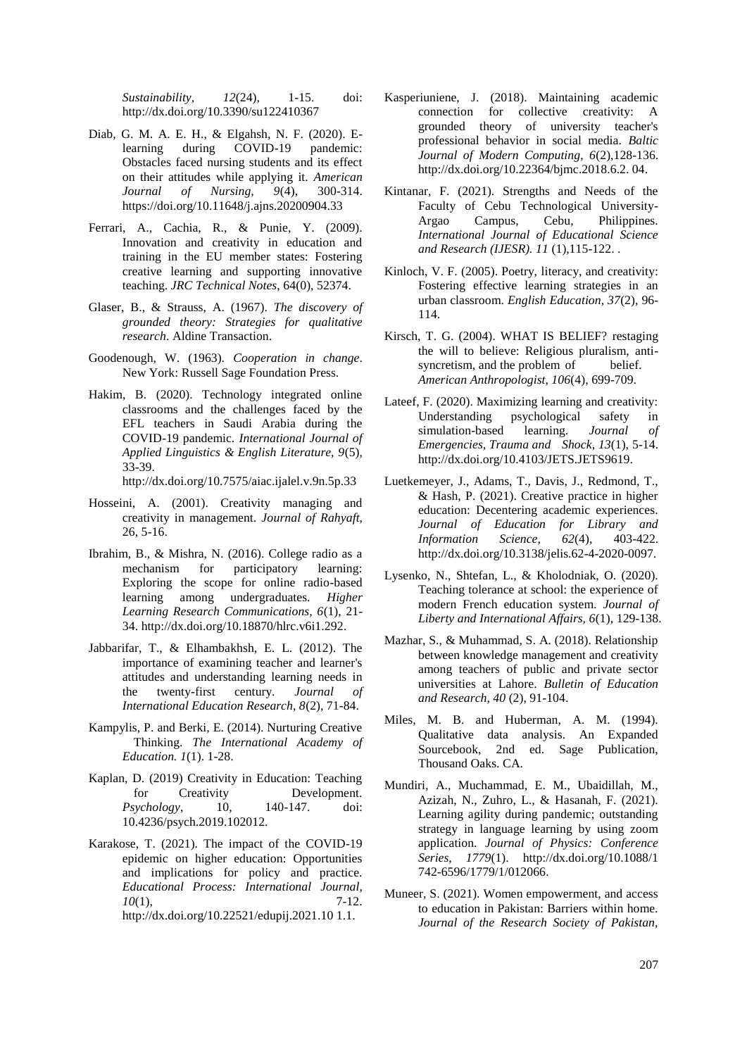*Sustainability, 12*(24), 1-15. doi: http://dx.doi.org/10.3390/su122410367

Diab, G. M. A. E. H., & Elgahsh, N. F. (2020). E-learning during COVID-19 pandemic: Obstacles faced nursing students and its effect on their attitudes while applying it. *American Journal of Nursing, 9*(4), 300-314. https://doi.org/10.11648/j.ajns.20200904.33

Ferrari, A., Cachia, R., & Punie, Y. (2009). Innovation and creativity in education and training in the EU member states: Fostering creative learning and supporting innovative teaching. *JRC Technical Notes*, 64(0), 52374.

Glaser, B., & Strauss, A. (1967). *The discovery of grounded theory: Strategies for qualitative research*. Aldine Transaction.

Goodenough, W. (1963). *Cooperation in change*. New York: Russell Sage Foundation Press.

Hakim, B. (2020). Technology integrated online classrooms and the challenges faced by the EFL teachers in Saudi Arabia during the COVID-19 pandemic. *International Journal of Applied Linguistics & English Literature, 9*(5), 33-39. http://dx.doi.org/10.7575/aiac.ijalel.v.9n.5p.33

Hosseini, A. (2001). Creativity managing and creativity in management. *Journal of Rahyaft*, 26, 5-16.

Ibrahim, B., & Mishra, N. (2016). College radio as a mechanism for participatory learning: Exploring the scope for online radio-based learning among undergraduates. *Higher Learning Research Communications, 6*(1), 21-34. http://dx.doi.org/10.18870/hlrc.v6i1.292.

Jabbarifar, T., & Elhambakhsh, E. L. (2012). The importance of examining teacher and learner's attitudes and understanding learning needs in the twenty-first century. *Journal of International Education Research, 8*(2), 71-84.

Kampylis, P. and Berki, E. (2014). Nurturing Creative Thinking. *The International Academy of Education. 1*(1). 1-28.

Kaplan, D. (2019) Creativity in Education: Teaching for Creativity Development. *Psychology*, 10, 140-147. doi: 10.4236/psych.2019.102012.

Karakose, T. (2021). The impact of the COVID-19 epidemic on higher education: Opportunities and implications for policy and practice. *Educational Process: International Journal, 10*(1), 7-12. http://dx.doi.org/10.22521/edupij.2021.10 1.1.

Kasperiuniene, J. (2018). Maintaining academic connection for collective creativity: A grounded theory of university teacher's professional behavior in social media. *Baltic Journal of Modern Computing, 6*(2),128-136. http://dx.doi.org/10.22364/bjmc.2018.6.2. 04.

Kintanar, F. (2021). Strengths and Needs of the Faculty of Cebu Technological University-Argao Campus, Cebu, Philippines. *International Journal of Educational Science and Research (IJESR). 11* (1),115-122. .

Kinloch, V. F. (2005). Poetry, literacy, and creativity: Fostering effective learning strategies in an urban classroom. *English Education, 37*(2), 96-114.

Kirsch, T. G. (2004). WHAT IS BELIEF? restaging the will to believe: Religious pluralism, anti-syncretism, and the problem of belief. *American Anthropologist, 106*(4), 699-709.

Lateef, F. (2020). Maximizing learning and creativity: Understanding psychological safety in simulation-based learning. *Journal of Emergencies, Trauma and Shock, 13*(1), 5-14. http://dx.doi.org/10.4103/JETS.JETS9619.

Luetkemeyer, J., Adams, T., Davis, J., Redmond, T., & Hash, P. (2021). Creative practice in higher education: Decentering academic experiences. *Journal of Education for Library and Information Science, 62*(4), 403-422. http://dx.doi.org/10.3138/jelis.62-4-2020-0097.

Lysenko, N., Shtefan, L., & Kholodniak, O. (2020). Teaching tolerance at school: the experience of modern French education system. *Journal of Liberty and International Affairs, 6*(1), 129-138.

Mazhar, S., & Muhammad, S. A. (2018). Relationship between knowledge management and creativity among teachers of public and private sector universities at Lahore. *Bulletin of Education and Research, 40* (2), 91-104.

Miles, M. B. and Huberman, A. M. (1994). Qualitative data analysis. An Expanded Sourcebook, 2nd ed. Sage Publication, Thousand Oaks. CA.

Mundiri, A., Muchammad, E. M., Ubaidillah, M., Azizah, N., Zuhro, L., & Hasanah, F. (2021). Learning agility during pandemic; outstanding strategy in language learning by using zoom application. *Journal of Physics: Conference Series, 1779*(1). http://dx.doi.org/10.1088/1 742-6596/1779/1/012066.

Muneer, S. (2021). Women empowerment, and access to education in Pakistan: Barriers within home. *Journal of the Research Society of Pakistan,*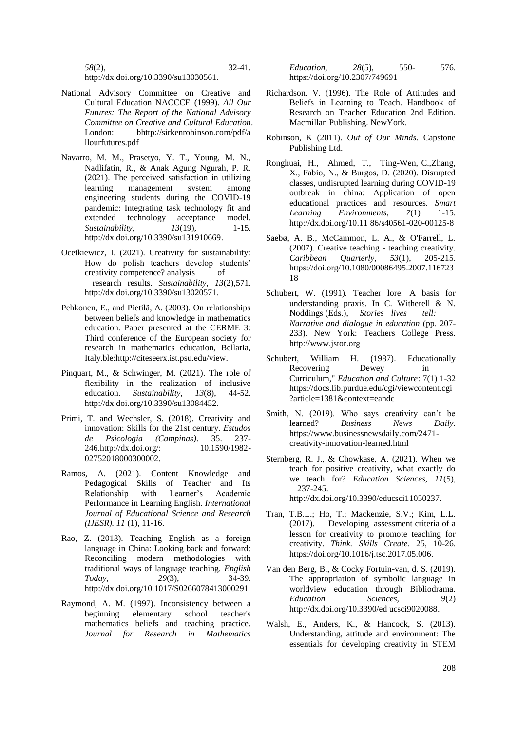*58*(2), 32-41. http://dx.doi.org/10.3390/su13030561.

National Advisory Committee on Creative and Cultural Education NACCCE (1999). *All Our Futures: The Report of the National Advisory Committee on Creative and Cultural Education*. London: bhttp://sirkenrobinson.com/pdf/allourfutures.pdf

Navarro, M. M., Prasetyo, Y. T., Young, M. N., Nadlifatin, R., & Anak Agung Ngurah, P. R. (2021). The perceived satisfaction in utilizing learning management system among engineering students during the COVID-19 pandemic: Integrating task technology fit and extended technology acceptance model. *Sustainability, 13*(19), 1-15. http://dx.doi.org/10.3390/su131910669.

Ocetkiewicz, I. (2021). Creativity for sustainability: How do polish teachers develop students' creativity competence? analysis of research results. *Sustainability, 13*(2),571. http://dx.doi.org/10.3390/su13020571.

Pehkonen, E., and Pietilä, A. (2003). On relationships between beliefs and knowledge in mathematics education. Paper presented at the CERME 3: Third conference of the European society for research in mathematics education, Bellaria, Italy.ble:http://citeseerx.ist.psu.edu/view.

Pinquart, M., & Schwinger, M. (2021). The role of flexibility in the realization of inclusive education. *Sustainability, 13*(8), 44-52. http://dx.doi.org/10.3390/su13084452.

Primi, T. and Wechsler, S. (2018). Creativity and innovation: Skills for the 21st century. *Estudos de Psicologia (Campinas)*. 35. 237-246.http://dx.doi.org/: 10.1590/1982-02752018000300002.

Ramos, A. (2021). Content Knowledge and Pedagogical Skills of Teacher and Its Relationship with Learner's Academic Performance in Learning English. *International Journal of Educational Science and Research (IJESR). 11* (1), 11-16.

Rao, Z. (2013). Teaching English as a foreign language in China: Looking back and forward: Reconciling modern methodologies with traditional ways of language teaching. *English Today, 29*(3), 34-39. http://dx.doi.org/10.1017/S0266078413000291

Raymond, A. M. (1997). Inconsistency between a beginning elementary school teacher's mathematics beliefs and teaching practice. *Journal for Research in Mathematics Education, 28*(5), 550- 576. https://doi.org/10.2307/749691

Richardson, V. (1996). The Role of Attitudes and Beliefs in Learning to Teach. Handbook of Research on Teacher Education 2nd Edition. Macmillan Publishing. NewYork.

Robinson, K (2011). *Out of Our Minds*. Capstone Publishing Ltd.

Ronghuai, H., Ahmed, T., Ting-Wen, C.,Zhang, X., Fabio, N., & Burgos, D. (2020). Disrupted classes, undisrupted learning during COVID-19 outbreak in china: Application of open educational practices and resources. *Smart Learning Environments, 7*(1) 1-15. http://dx.doi.org/10.11 86/s40561-020-00125-8

Saebø, A. B., McCammon, L. A., & O'Farrell, L. (2007). Creative teaching - teaching creativity. *Caribbean Quarterly, 53*(1), 205-215. https://doi.org/10.1080/00086495.2007.11672318

Schubert, W. (1991). Teacher lore: A basis for understanding praxis. In C. Witherell & N. Noddings (Eds.), *Stories lives tell: Narrative and dialogue in education* (pp. 207-233). New York: Teachers College Press. http://www.jstor.org

Schubert, William H. (1987). Educationally Recovering Dewey in Curriculum," *Education and Culture*: 7(1) 1-32 https://docs.lib.purdue.edu/cgi/viewcontent.cgi?article=1381&context=eandc

Smith, N. (2019). Who says creativity can't be learned? *Business News Daily*. https://www.businessnewsdaily.com/2471-creativity-innovation-learned.html

Sternberg, R. J., & Chowkase, A. (2021). When we teach for positive creativity, what exactly do we teach for? *Education Sciences, 11*(5), 237-245. http://dx.doi.org/10.3390/educsci11050237.

Tran, T.B.L.; Ho, T.; Mackenzie, S.V.; Kim, L.L. (2017). Developing assessment criteria of a lesson for creativity to promote teaching for creativity. *Think. Skills Create*. 25, 10-26. https://doi.org/10.1016/j.tsc.2017.05.006.

Van den Berg, B., & Cocky Fortuin-van, d. S. (2019). The appropriation of symbolic language in worldview education through Bibliodrama. *Education Sciences, 9*(2) http://dx.doi.org/10.3390/ed ucsci9020088.

Walsh, E., Anders, K., & Hancock, S. (2013). Understanding, attitude and environment: The essentials for developing creativity in STEM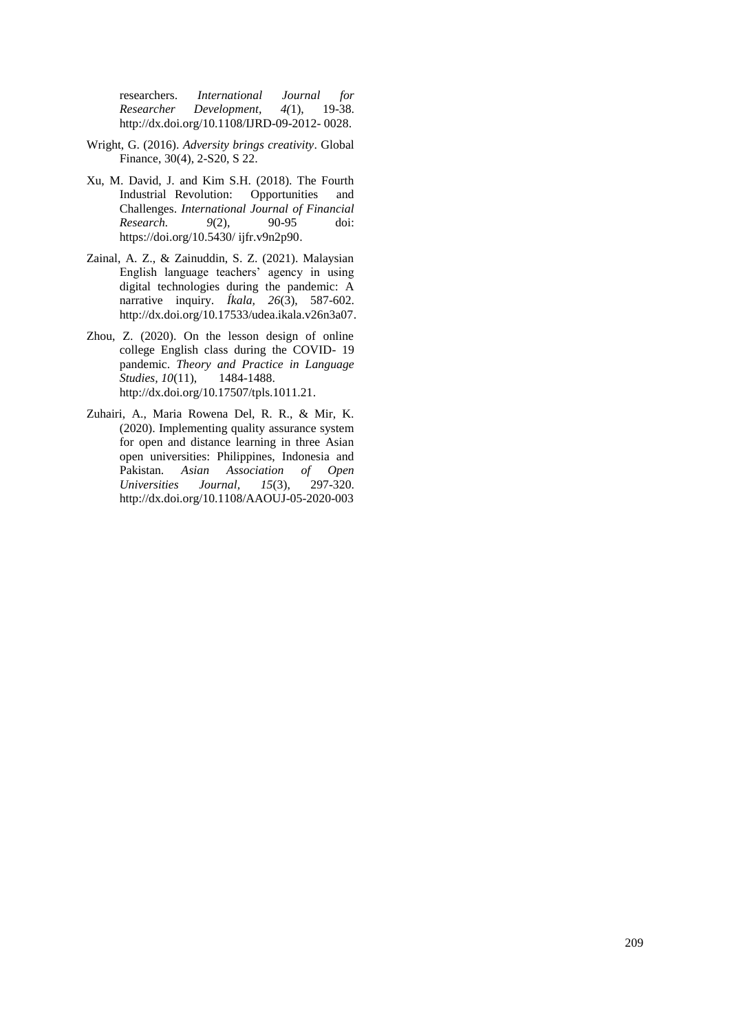researchers. *International Journal for Researcher Development, 4(*1), 19-38. http://dx.doi.org/10.1108/IJRD-09-2012- 0028.

Wright, G. (2016). *Adversity brings creativity*. Global Finance, 30(4), 2-S20, S 22.

Xu, M. David, J. and Kim S.H. (2018). The Fourth Industrial Revolution: Opportunities and Challenges. *International Journal of Financial Research. 9*(2), 90-95 doi: https://doi.org/10.5430/ ijfr.v9n2p90.

Zainal, A. Z., & Zainuddin, S. Z. (2021). Malaysian English language teachers' agency in using digital technologies during the pandemic: A narrative inquiry. *Íkala, 26*(3), 587-602. http://dx.doi.org/10.17533/udea.ikala.v26n3a07.

Zhou, Z. (2020). On the lesson design of online college English class during the COVID- 19 pandemic. *Theory and Practice in Language Studies, 10*(11), 1484-1488. http://dx.doi.org/10.17507/tpls.1011.21.

Zuhairi, A., Maria Rowena Del, R. R., & Mir, K. (2020). Implementing quality assurance system for open and distance learning in three Asian open universities: Philippines, Indonesia and Pakistan. *Asian Association of Open Universities Journal, 15*(3), 297-320. http://dx.doi.org/10.1108/AAOUJ-05-2020-003